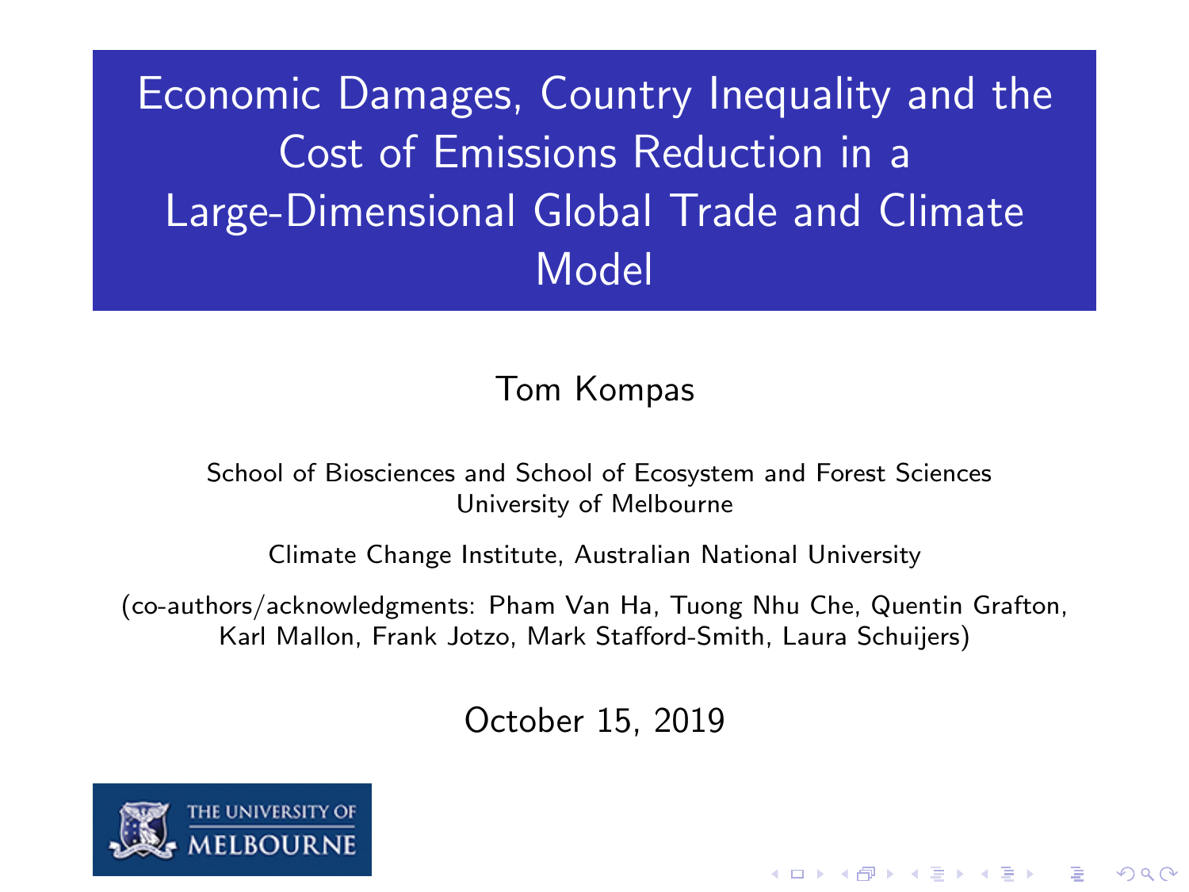# Economic Damages, Country Inequality and the Cost of Emissions Reduction in a Large-Dimensional Global Trade and Climate Model

Tom Kompas

School of Biosciences and School of Ecosystem and Forest Sciences
University of Melbourne

Climate Change Institute, Australian National University

(co-authors/acknowledgments: Pham Van Ha, Tuong Nhu Che, Quentin Grafton, Karl Mallon, Frank Jotzo, Mark Stafford-Smith, Laura Schuijers)

October 15, 2019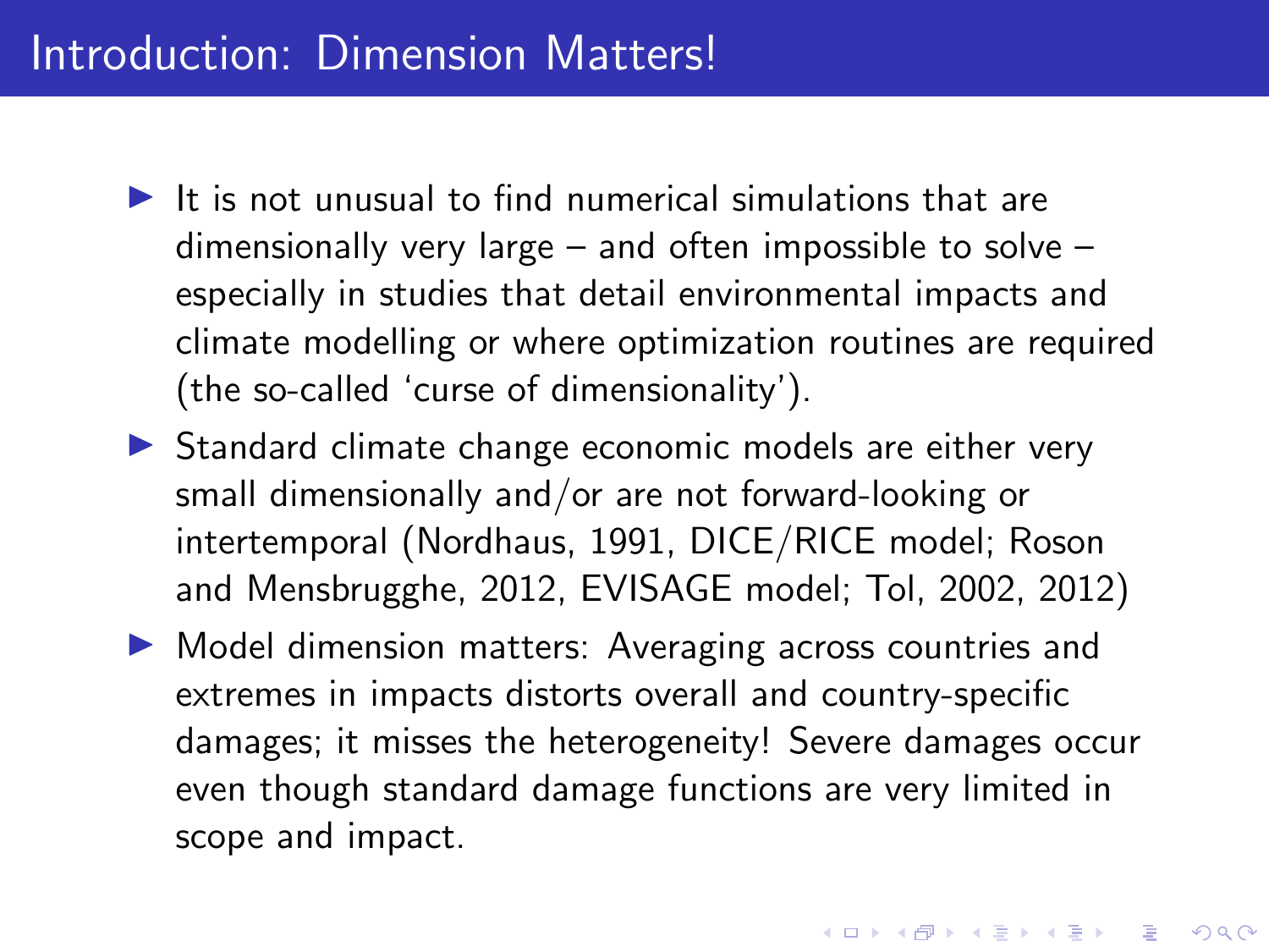# Introduction: Dimension Matters!

- It is not unusual to find numerical simulations that are dimensionally very large – and often impossible to solve – especially in studies that detail environmental impacts and climate modelling or where optimization routines are required (the so-called 'curse of dimensionality').
- Standard climate change economic models are either very small dimensionally and/or are not forward-looking or intertemporal (Nordhaus, 1991, DICE/RICE model; Roson and Mensbrugghe, 2012, EVISAGE model; Tol, 2002, 2012)
- Model dimension matters: Averaging across countries and extremes in impacts distorts overall and country-specific damages; it misses the heterogeneity! Severe damages occur even though standard damage functions are very limited in scope and impact.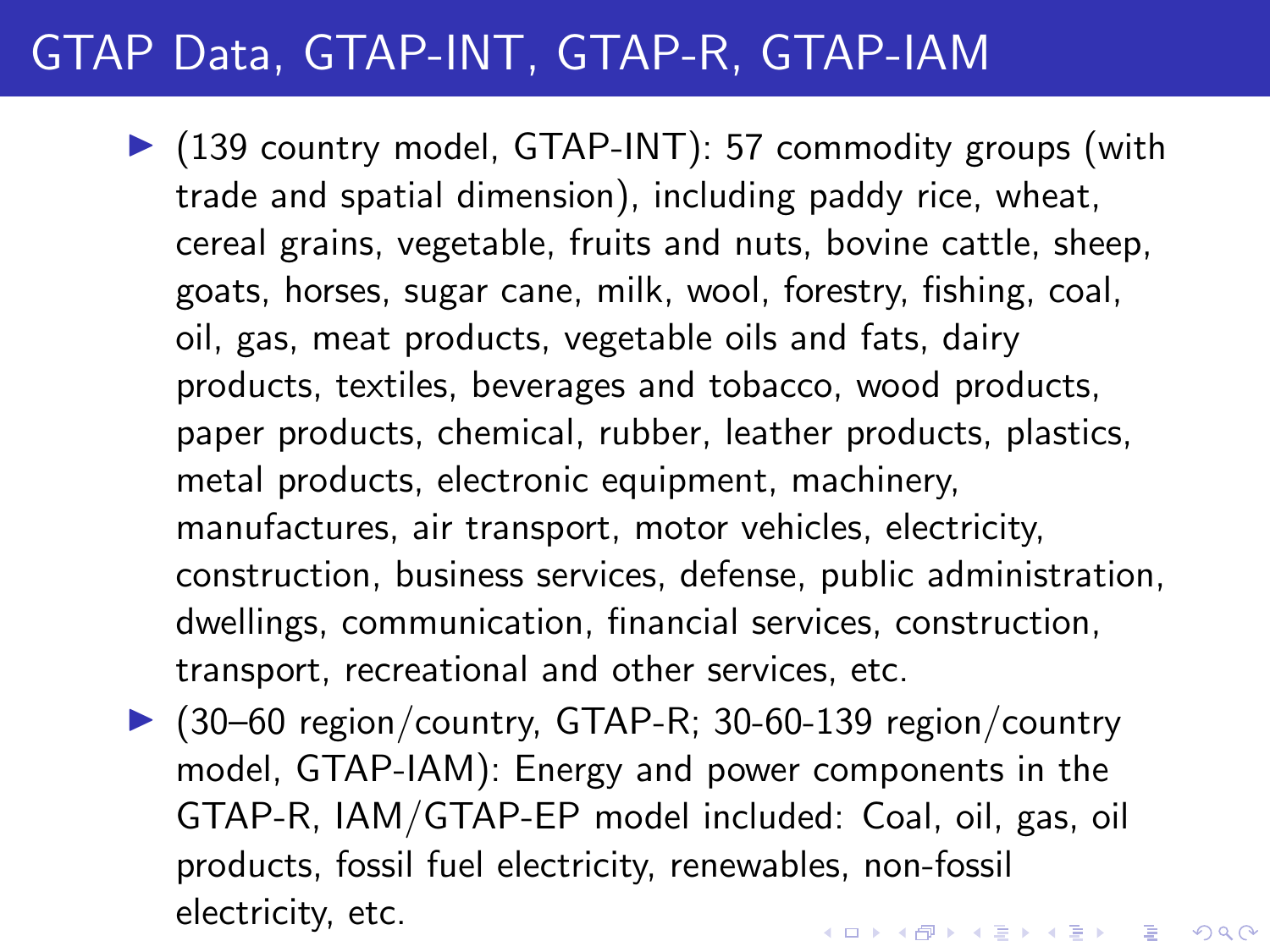# GTAP Data, GTAP-INT, GTAP-R, GTAP-IAM

- (139 country model, GTAP-INT): 57 commodity groups (with trade and spatial dimension), including paddy rice, wheat, cereal grains, vegetable, fruits and nuts, bovine cattle, sheep, goats, horses, sugar cane, milk, wool, forestry, fishing, coal, oil, gas, meat products, vegetable oils and fats, dairy products, textiles, beverages and tobacco, wood products, paper products, chemical, rubber, leather products, plastics, metal products, electronic equipment, machinery, manufactures, air transport, motor vehicles, electricity, construction, business services, defense, public administration, dwellings, communication, financial services, construction, transport, recreational and other services, etc.
- (30–60 region/country, GTAP-R; 30-60-139 region/country model, GTAP-IAM): Energy and power components in the GTAP-R, IAM/GTAP-EP model included: Coal, oil, gas, oil products, fossil fuel electricity, renewables, non-fossil electricity, etc.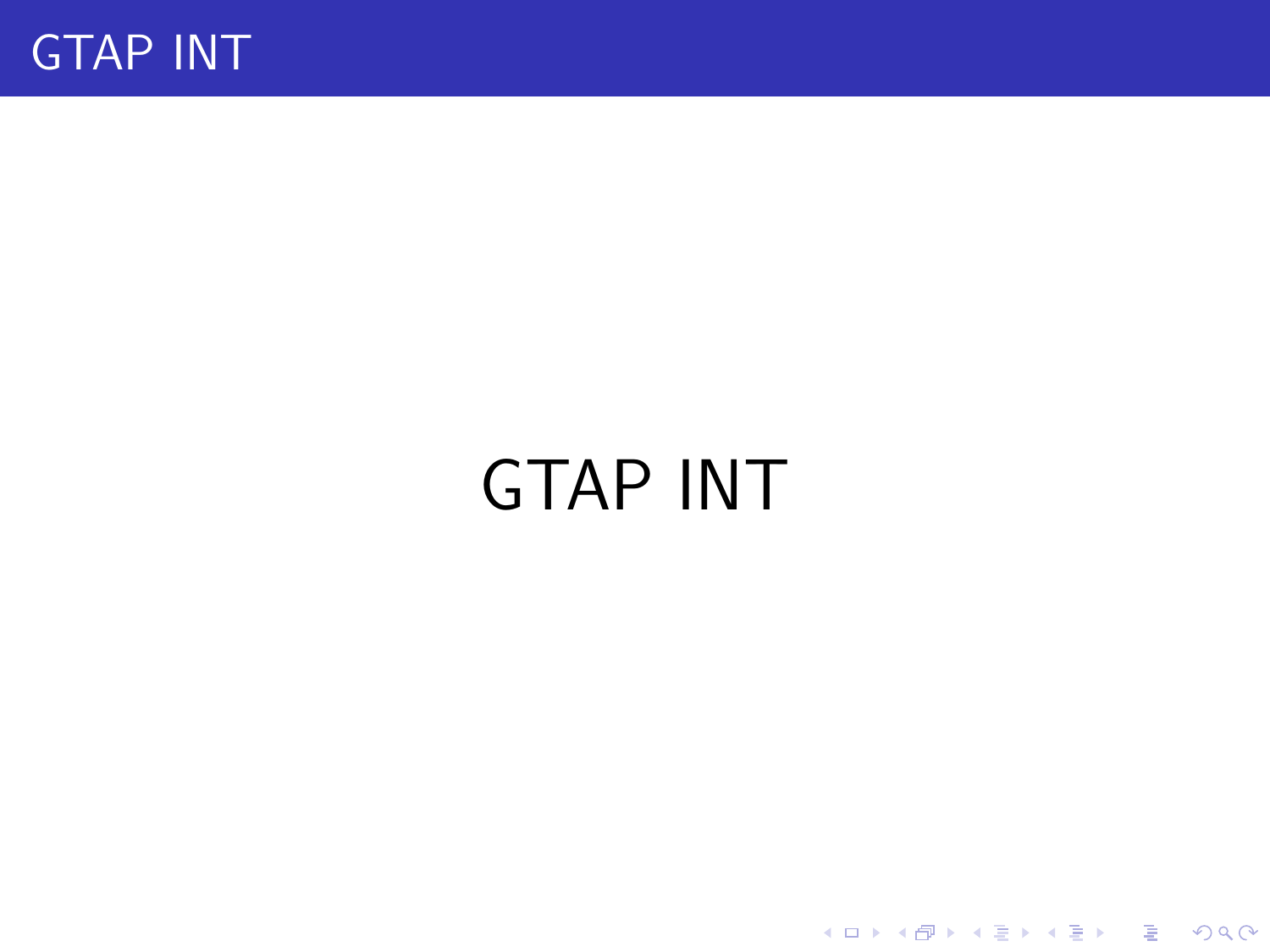# GTAP INT

GTAP INT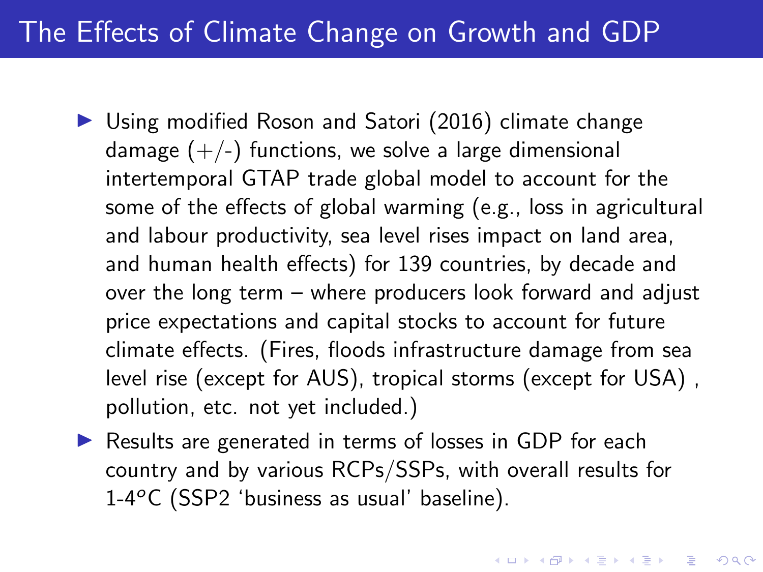# The Effects of Climate Change on Growth and GDP

- Using modified Roson and Satori (2016) climate change damage (+/-) functions, we solve a large dimensional intertemporal GTAP trade global model to account for the some of the effects of global warming (e.g., loss in agricultural and labour productivity, sea level rises impact on land area, and human health effects) for 139 countries, by decade and over the long term – where producers look forward and adjust price expectations and capital stocks to account for future climate effects. (Fires, floods infrastructure damage from sea level rise (except for AUS), tropical storms (except for USA) , pollution, etc. not yet included.)
- Results are generated in terms of losses in GDP for each country and by various RCPs/SSPs, with overall results for 1-4$^{o}$C (SSP2 'business as usual' baseline).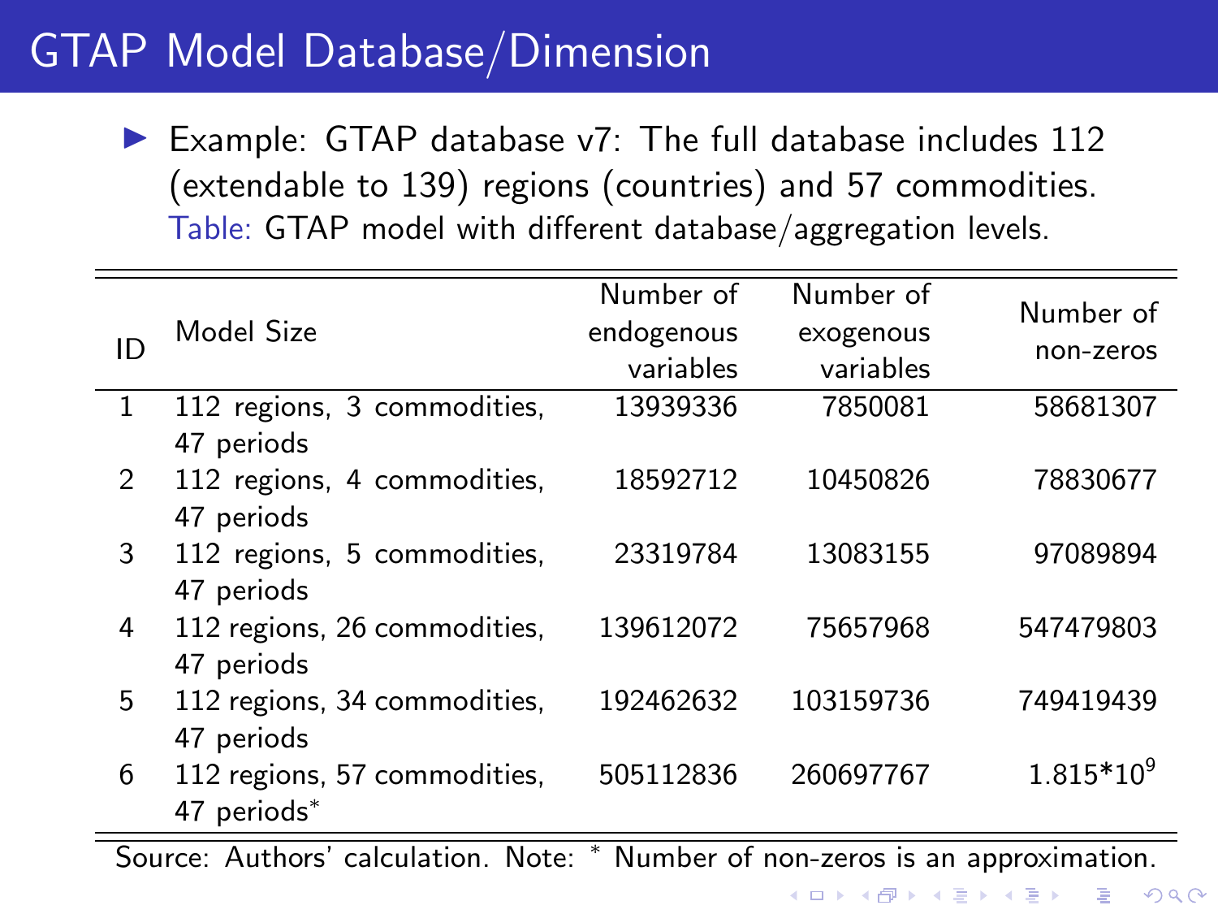# GTAP Model Database/Dimension

- Example: GTAP database v7: The full database includes 112 (extendable to 139) regions (countries) and 57 commodities.

Table: GTAP model with different database/aggregation levels.

| ID | Model Size | Number of endogenous variables | Number of exogenous variables | Number of non-zeros |
|---|---|---|---|---|
| 1 | 112 regions, 3 commodities, 47 periods | 13939336 | 7850081 | 58681307 |
| 2 | 112 regions, 4 commodities, 47 periods | 18592712 | 10450826 | 78830677 |
| 3 | 112 regions, 5 commodities, 47 periods | 23319784 | 13083155 | 97089894 |
| 4 | 112 regions, 26 commodities, 47 periods | 139612072 | 75657968 | 547479803 |
| 5 | 112 regions, 34 commodities, 47 periods | 192462632 | 103159736 | 749419439 |
| 6 | 112 regions, 57 commodities, 47 periods* | 505112836 | 260697767 | $1.815*10^9$ |

Source: Authors' calculation. Note: * Number of non-zeros is an approximation.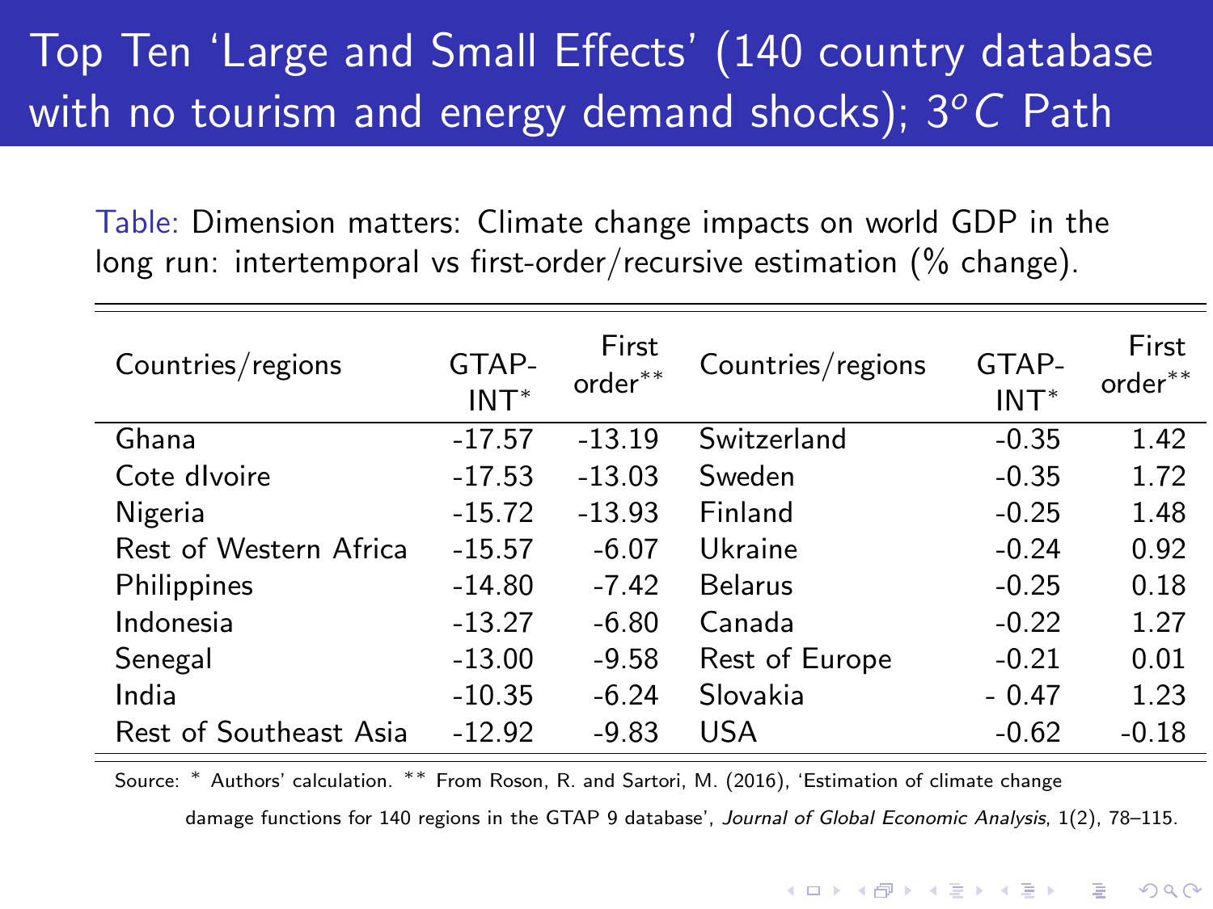# Top Ten 'Large and Small Effects' (140 country database with no tourism and energy demand shocks); $3^o C$ Path

Table: Dimension matters: Climate change impacts on world GDP in the long run: intertemporal vs first-order/recursive estimation (% change).

| Countries/regions | GTAP-INT* | First order** | Countries/regions | GTAP-INT* | First order** |
|---|---|---|---|---|---|
| Ghana | -17.57 | -13.19 | Switzerland | -0.35 | 1.42 |
| Cote dIvoire | -17.53 | -13.03 | Sweden | -0.35 | 1.72 |
| Nigeria | -15.72 | -13.93 | Finland | -0.25 | 1.48 |
| Rest of Western Africa | -15.57 | -6.07 | Ukraine | -0.24 | 0.92 |
| Philippines | -14.80 | -7.42 | Belarus | -0.25 | 0.18 |
| Indonesia | -13.27 | -6.80 | Canada | -0.22 | 1.27 |
| Senegal | -13.00 | -9.58 | Rest of Europe | -0.21 | 0.01 |
| India | -10.35 | -6.24 | Slovakia | - 0.47 | 1.23 |
| Rest of Southeast Asia | -12.92 | -9.83 | USA | -0.62 | -0.18 |

Source: * Authors' calculation. ** From Roson, R. and Sartori, M. (2016), 'Estimation of climate change damage functions for 140 regions in the GTAP 9 database', *Journal of Global Economic Analysis*, 1(2), 78–115.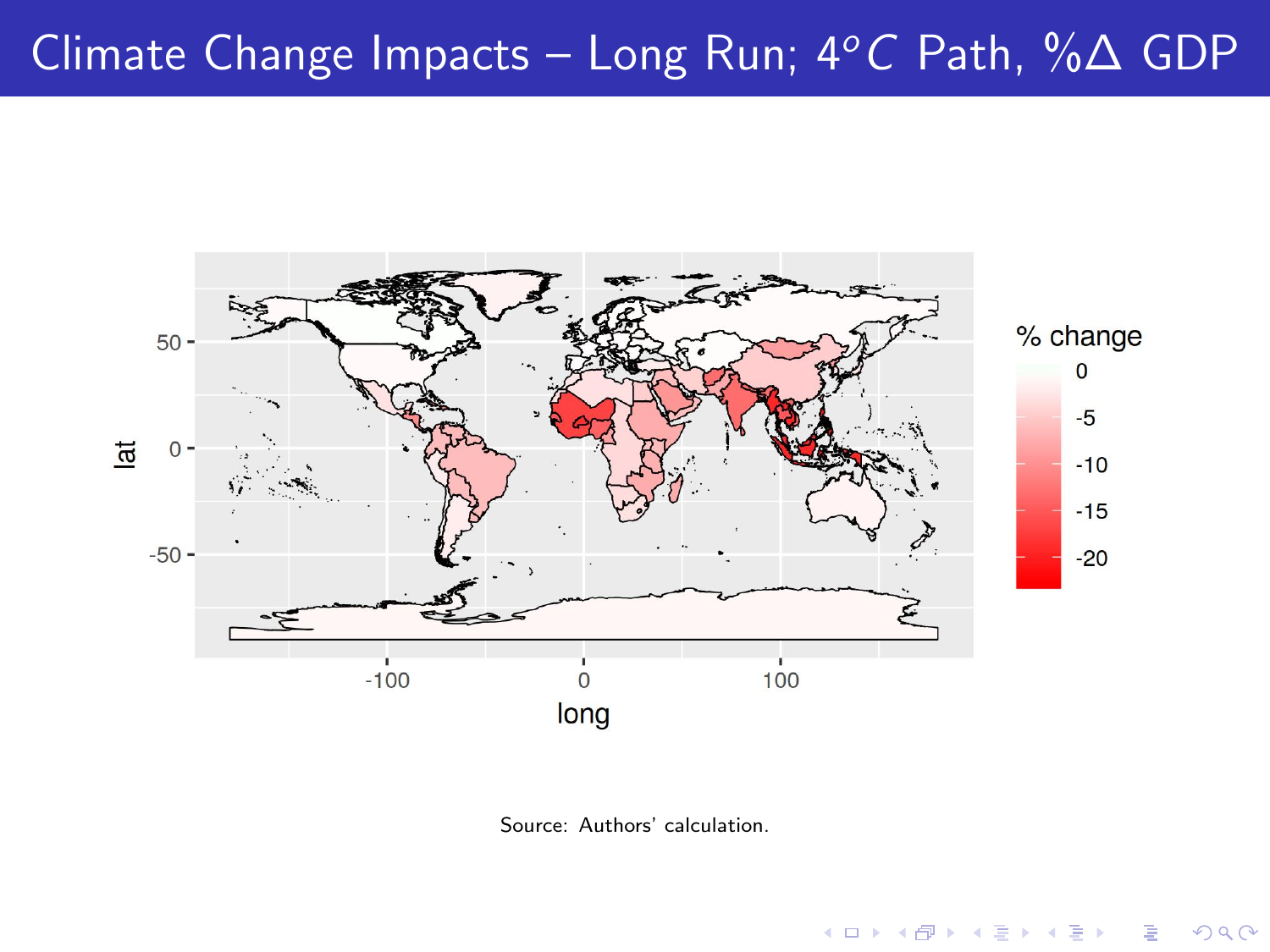# Climate Change Impacts – Long Run; $4^{o}C$ Path, $\%\Delta$ GDP

Source: Authors' calculation.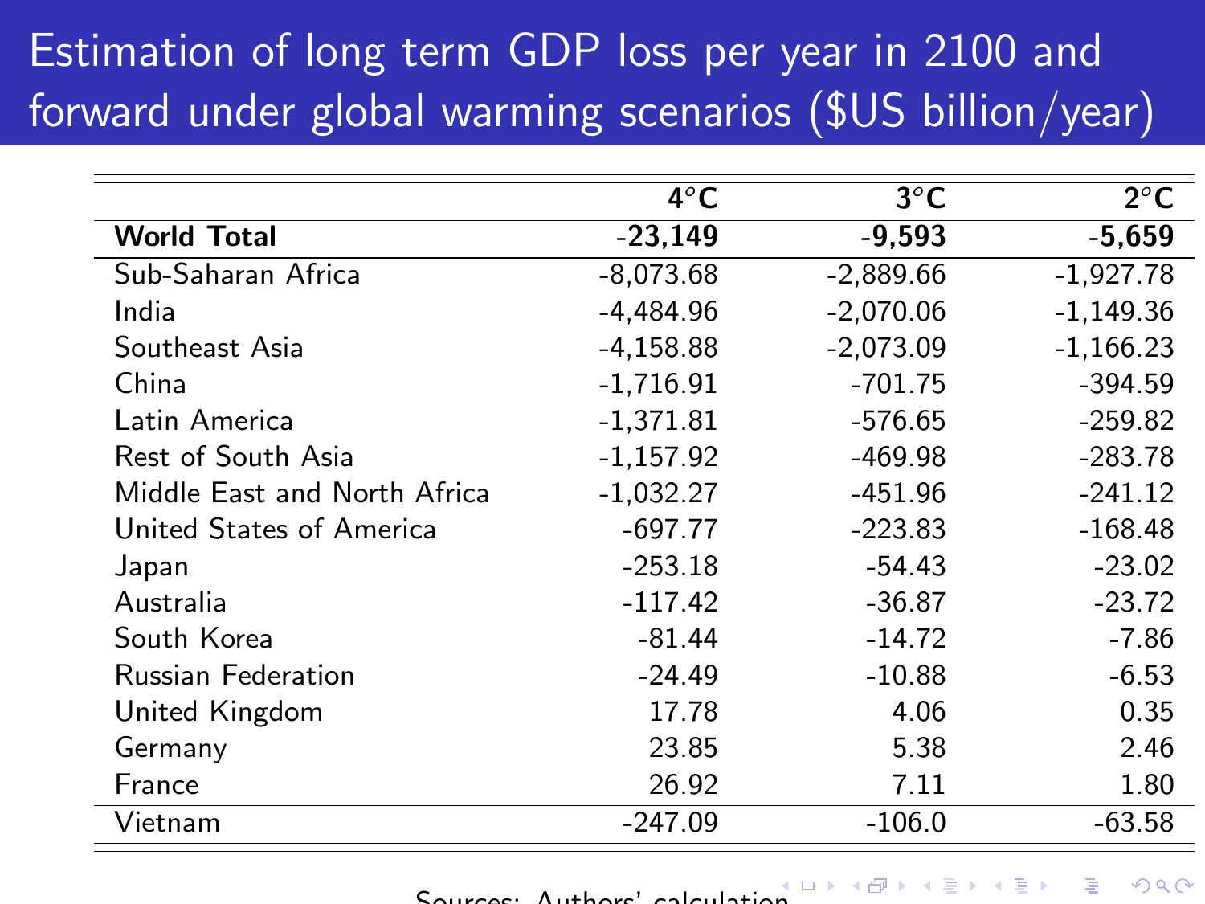# Estimation of long term GDP loss per year in 2100 and forward under global warming scenarios ($US billion/year)

| | **4°C** | **3°C** | **2°C** |
|---|---|---|---|
| **World Total** | **-23,149** | **-9,593** | **-5,659** |
| Sub-Saharan Africa | -8,073.68 | -2,889.66 | -1,927.78 |
| India | -4,484.96 | -2,070.06 | -1,149.36 |
| Southeast Asia | -4,158.88 | -2,073.09 | -1,166.23 |
| China | -1,716.91 | -701.75 | -394.59 |
| Latin America | -1,371.81 | -576.65 | -259.82 |
| Rest of South Asia | -1,157.92 | -469.98 | -283.78 |
| Middle East and North Africa | -1,032.27 | -451.96 | -241.12 |
| United States of America | -697.77 | -223.83 | -168.48 |
| Japan | -253.18 | -54.43 | -23.02 |
| Australia | -117.42 | -36.87 | -23.72 |
| South Korea | -81.44 | -14.72 | -7.86 |
| Russian Federation | -24.49 | -10.88 | -6.53 |
| United Kingdom | 17.78 | 4.06 | 0.35 |
| Germany | 23.85 | 5.38 | 2.46 |
| France | 26.92 | 7.11 | 1.80 |
| Vietnam | -247.09 | -106.0 | -63.58 |

Sources: Authors' calculation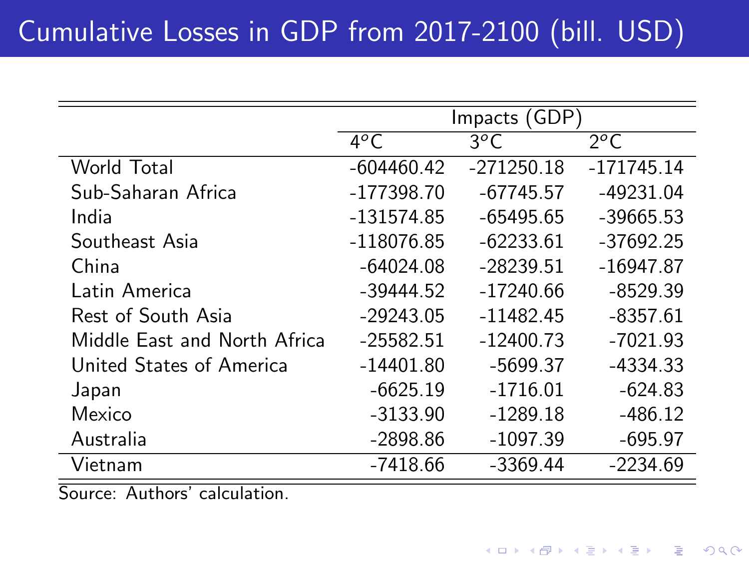# Cumulative Losses in GDP from 2017-2100 (bill. USD)

| | Impacts (GDP) | | |
|---|---|---|---|
| | $4^oC$ | $3^oC$ | $2^oC$ |
| World Total | -604460.42 | -271250.18 | -171745.14 |
| Sub-Saharan Africa | -177398.70 | -67745.57 | -49231.04 |
| India | -131574.85 | -65495.65 | -39665.53 |
| Southeast Asia | -118076.85 | -62233.61 | -37692.25 |
| China | -64024.08 | -28239.51 | -16947.87 |
| Latin America | -39444.52 | -17240.66 | -8529.39 |
| Rest of South Asia | -29243.05 | -11482.45 | -8357.61 |
| Middle East and North Africa | -25582.51 | -12400.73 | -7021.93 |
| United States of America | -14401.80 | -5699.37 | -4334.33 |
| Japan | -6625.19 | -1716.01 | -624.83 |
| Mexico | -3133.90 | -1289.18 | -486.12 |
| Australia | -2898.86 | -1097.39 | -695.97 |
| Vietnam | -7418.66 | -3369.44 | -2234.69 |

Source: Authors' calculation.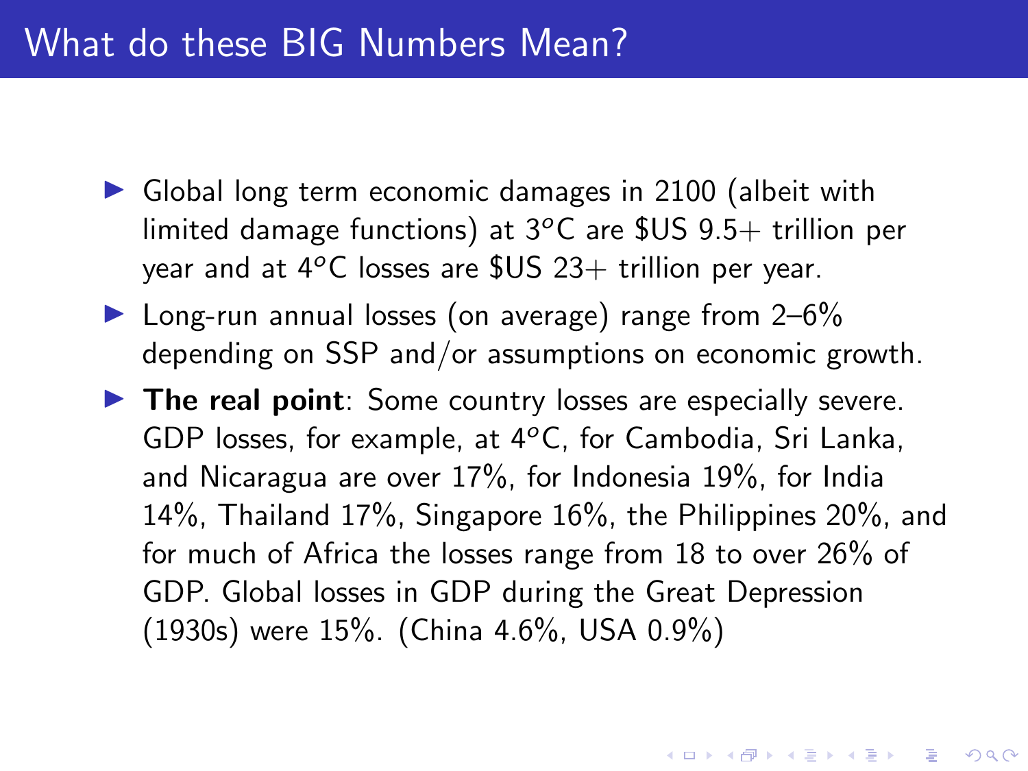# What do these BIG Numbers Mean?

- Global long term economic damages in 2100 (albeit with limited damage functions) at 3$^o$C are $US 9.5+ trillion per year and at 4$^o$C losses are $US 23+ trillion per year.
- Long-run annual losses (on average) range from 2–6% depending on SSP and/or assumptions on economic growth.
- **The real point**: Some country losses are especially severe. GDP losses, for example, at 4$^o$C, for Cambodia, Sri Lanka, and Nicaragua are over 17%, for Indonesia 19%, for India 14%, Thailand 17%, Singapore 16%, the Philippines 20%, and for much of Africa the losses range from 18 to over 26% of GDP. Global losses in GDP during the Great Depression (1930s) were 15%. (China 4.6%, USA 0.9%)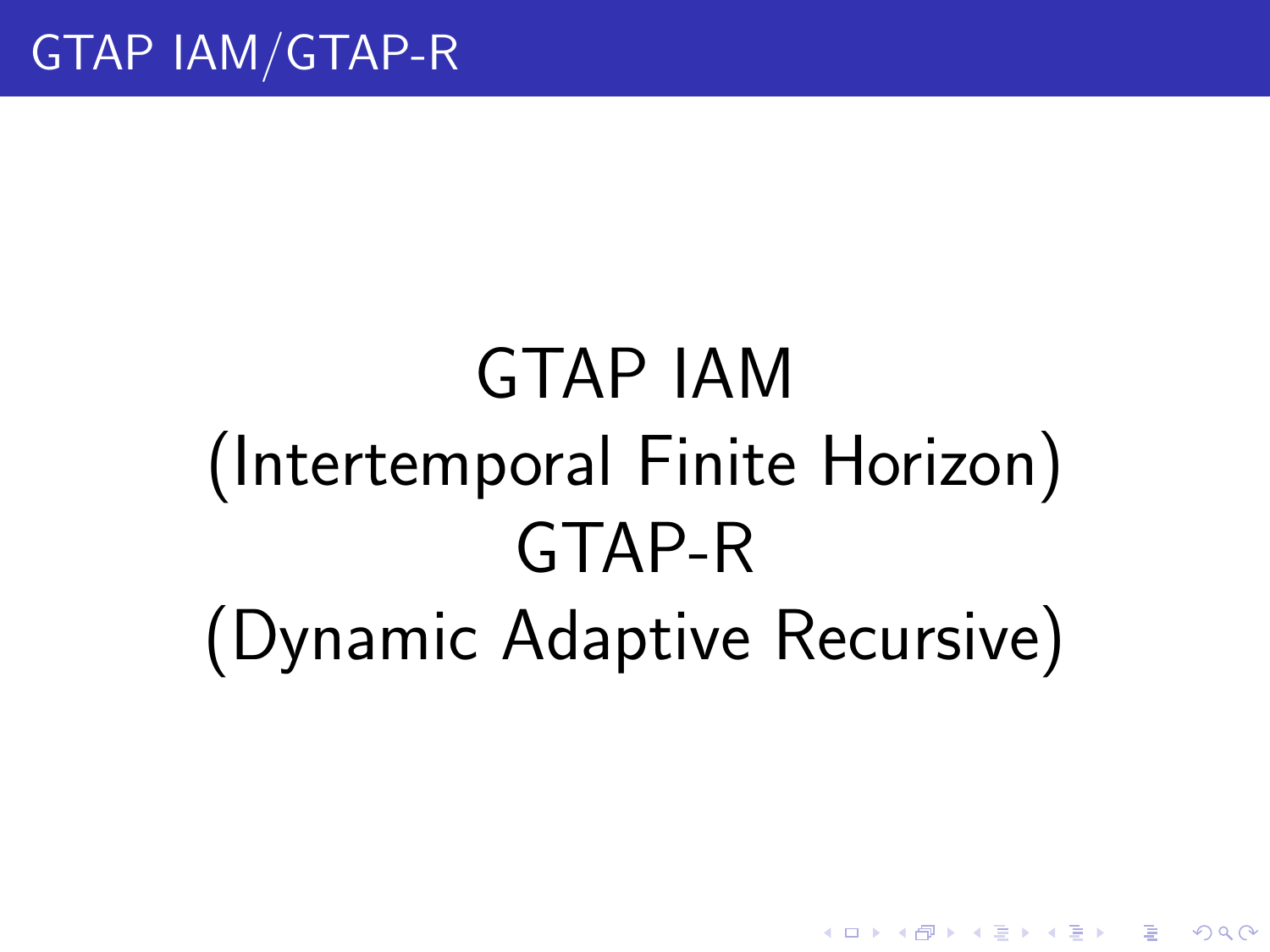# GTAP IAM/GTAP-R

GTAP IAM
(Intertemporal Finite Horizon)
GTAP-R
(Dynamic Adaptive Recursive)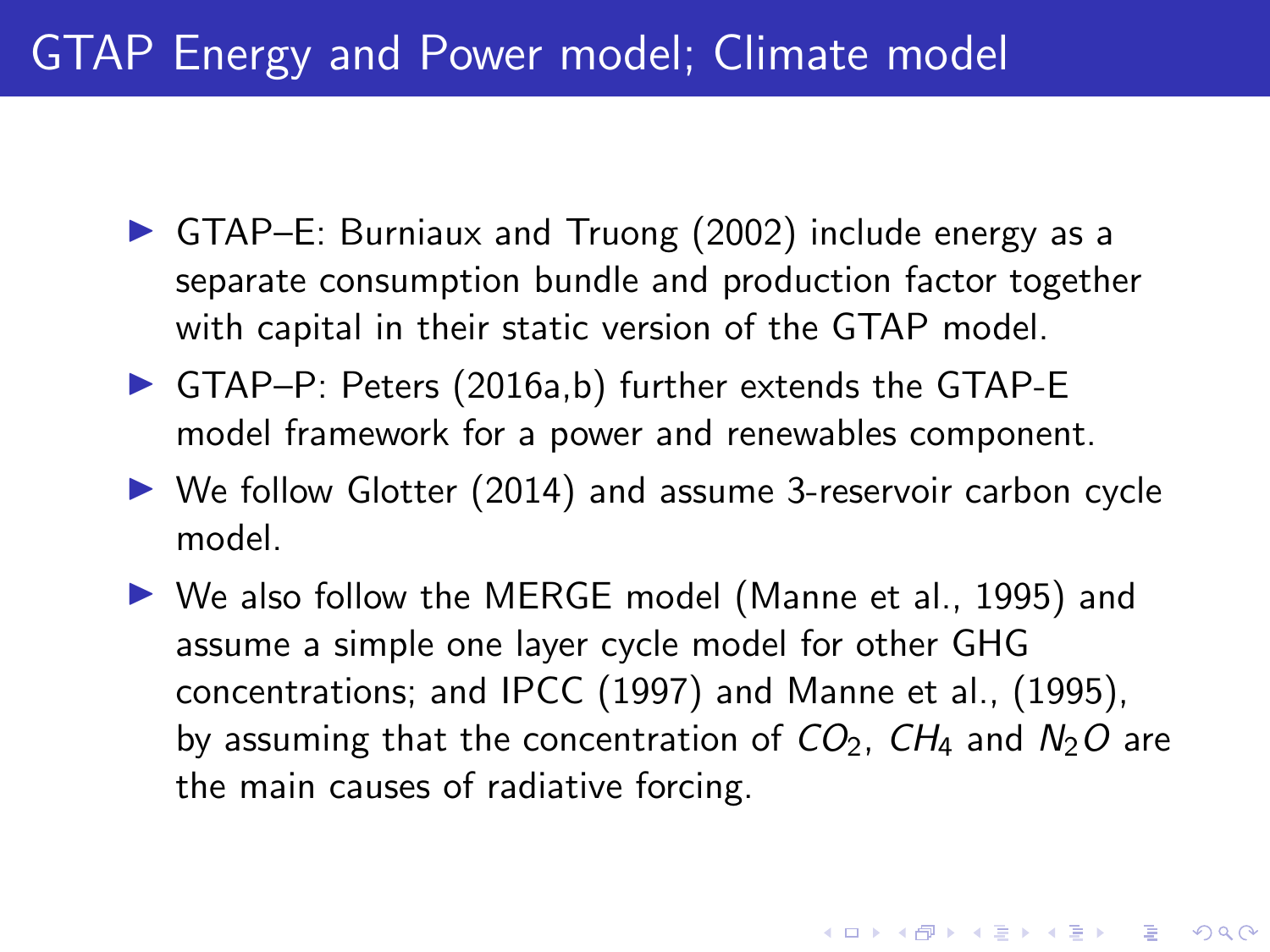# GTAP Energy and Power model; Climate model

- GTAP–E: Burniaux and Truong (2002) include energy as a separate consumption bundle and production factor together with capital in their static version of the GTAP model.
- GTAP–P: Peters (2016a,b) further extends the GTAP-E model framework for a power and renewables component.
- We follow Glotter (2014) and assume 3-reservoir carbon cycle model.
- We also follow the MERGE model (Manne et al., 1995) and assume a simple one layer cycle model for other GHG concentrations; and IPCC (1997) and Manne et al., (1995), by assuming that the concentration of $CO_2$, $CH_4$ and $N_2O$ are the main causes of radiative forcing.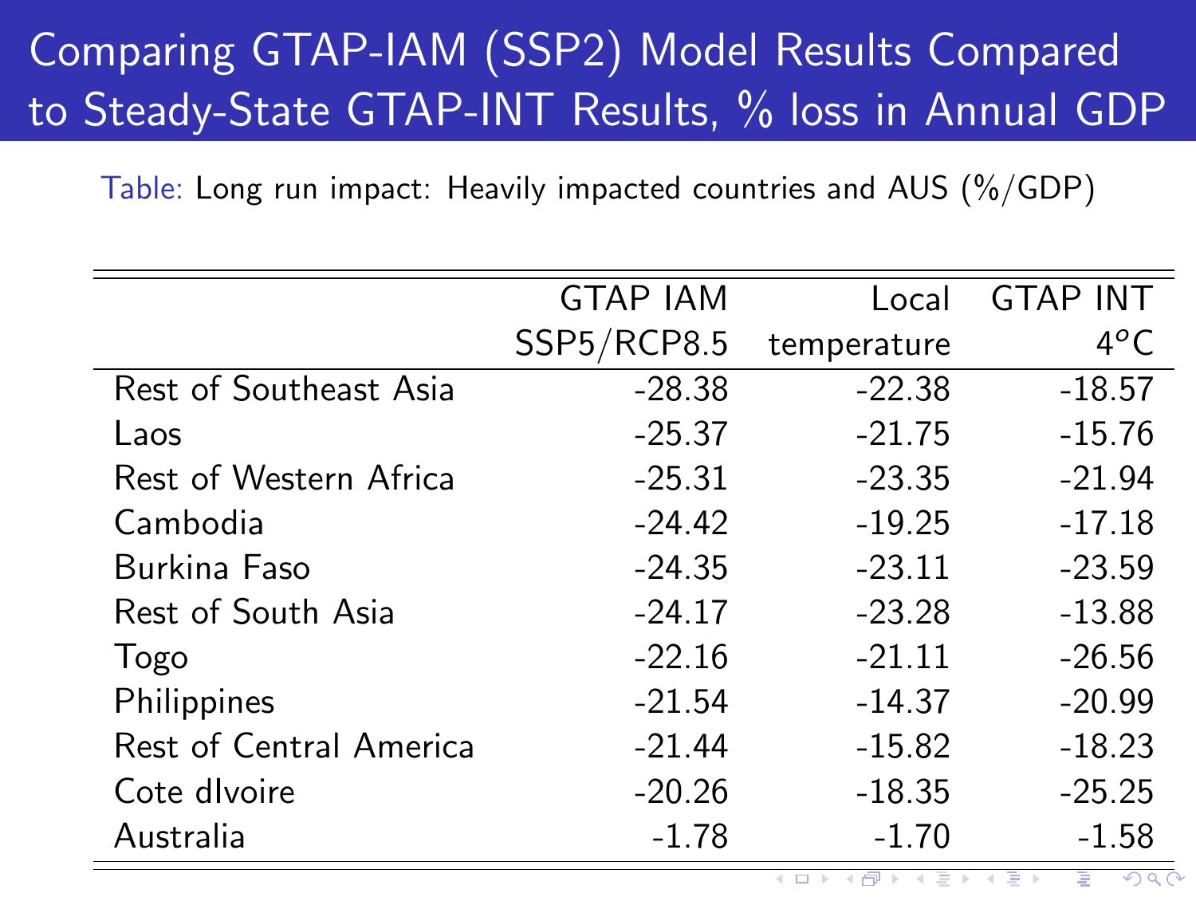# Comparing GTAP-IAM (SSP2) Model Results Compared to Steady-State GTAP-INT Results, % loss in Annual GDP

Table: Long run impact: Heavily impacted countries and AUS (%/GDP)

| | GTAP IAM SSP5/RCP8.5 | Local temperature | GTAP INT 4°C |
|---|---|---|---|
| Rest of Southeast Asia | -28.38 | -22.38 | -18.57 |
| Laos | -25.37 | -21.75 | -15.76 |
| Rest of Western Africa | -25.31 | -23.35 | -21.94 |
| Cambodia | -24.42 | -19.25 | -17.18 |
| Burkina Faso | -24.35 | -23.11 | -23.59 |
| Rest of South Asia | -24.17 | -23.28 | -13.88 |
| Togo | -22.16 | -21.11 | -26.56 |
| Philippines | -21.54 | -14.37 | -20.99 |
| Rest of Central America | -21.44 | -15.82 | -18.23 |
| Cote dIvoire | -20.26 | -18.35 | -25.25 |
| Australia | -1.78 | -1.70 | -1.58 |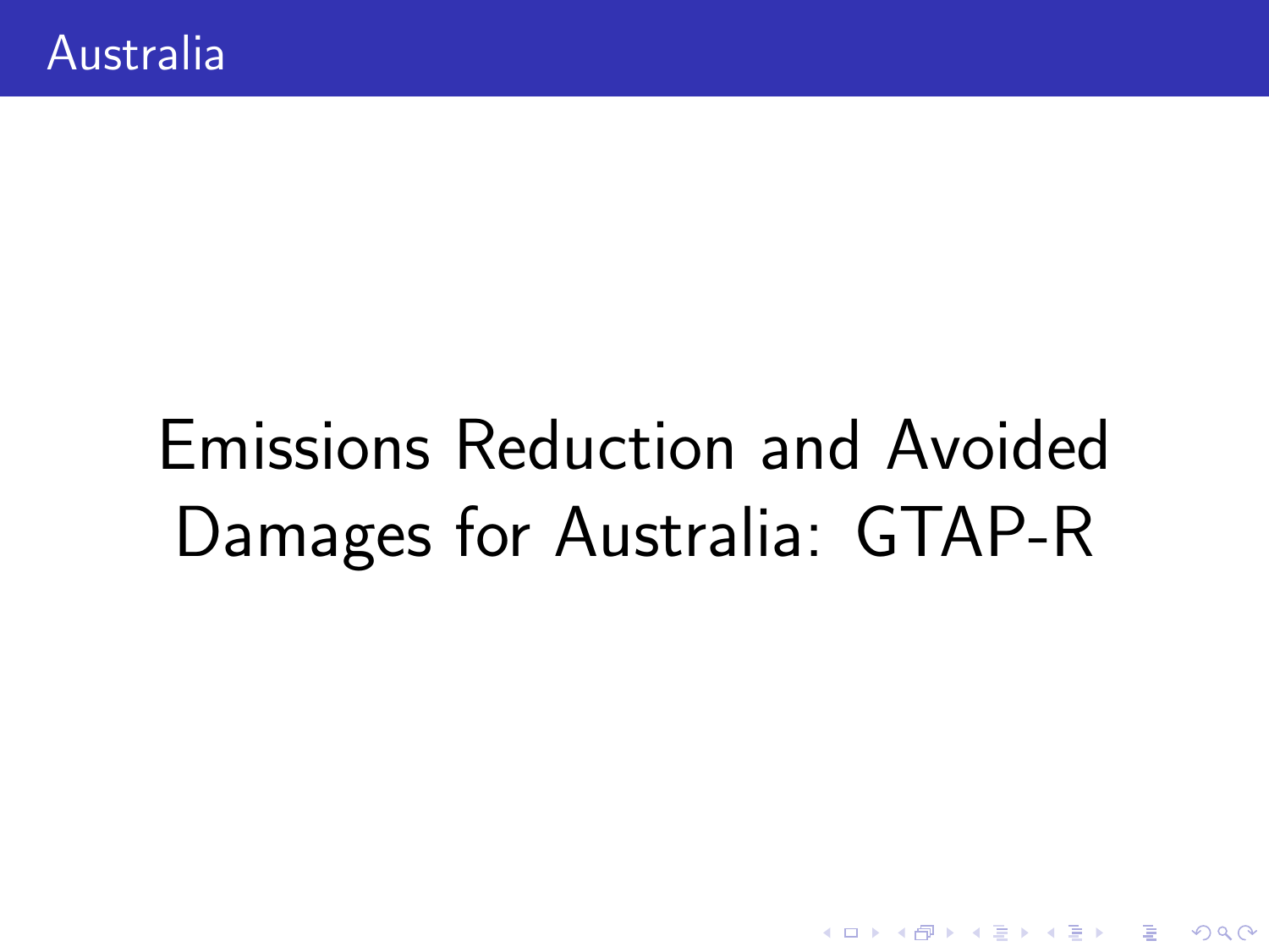# Australia

## Emissions Reduction and Avoided Damages for Australia: GTAP-R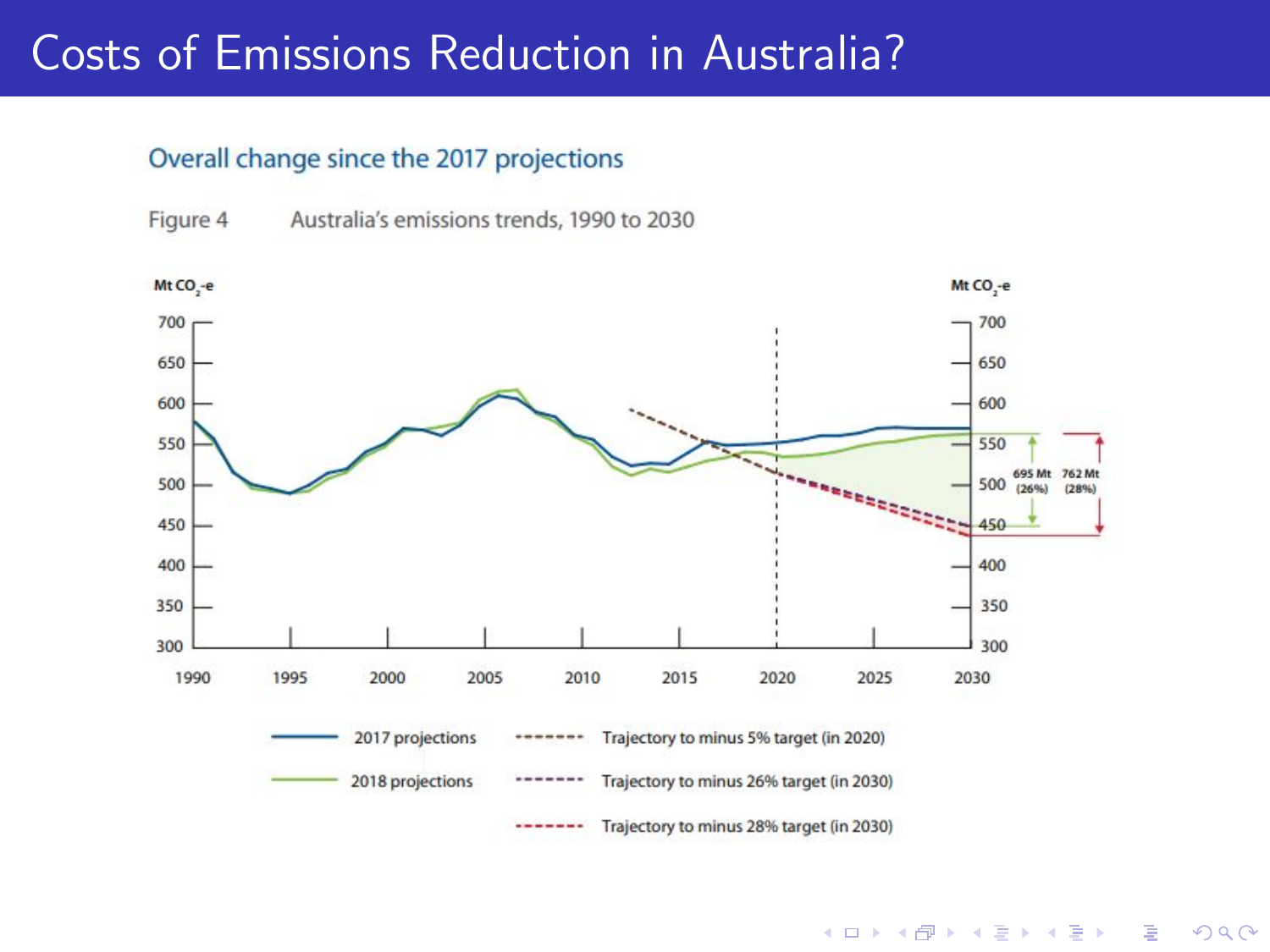# Costs of Emissions Reduction in Australia?

## Overall change since the 2017 projections

Figure 4 Australia's emissions trends, 1990 to 2030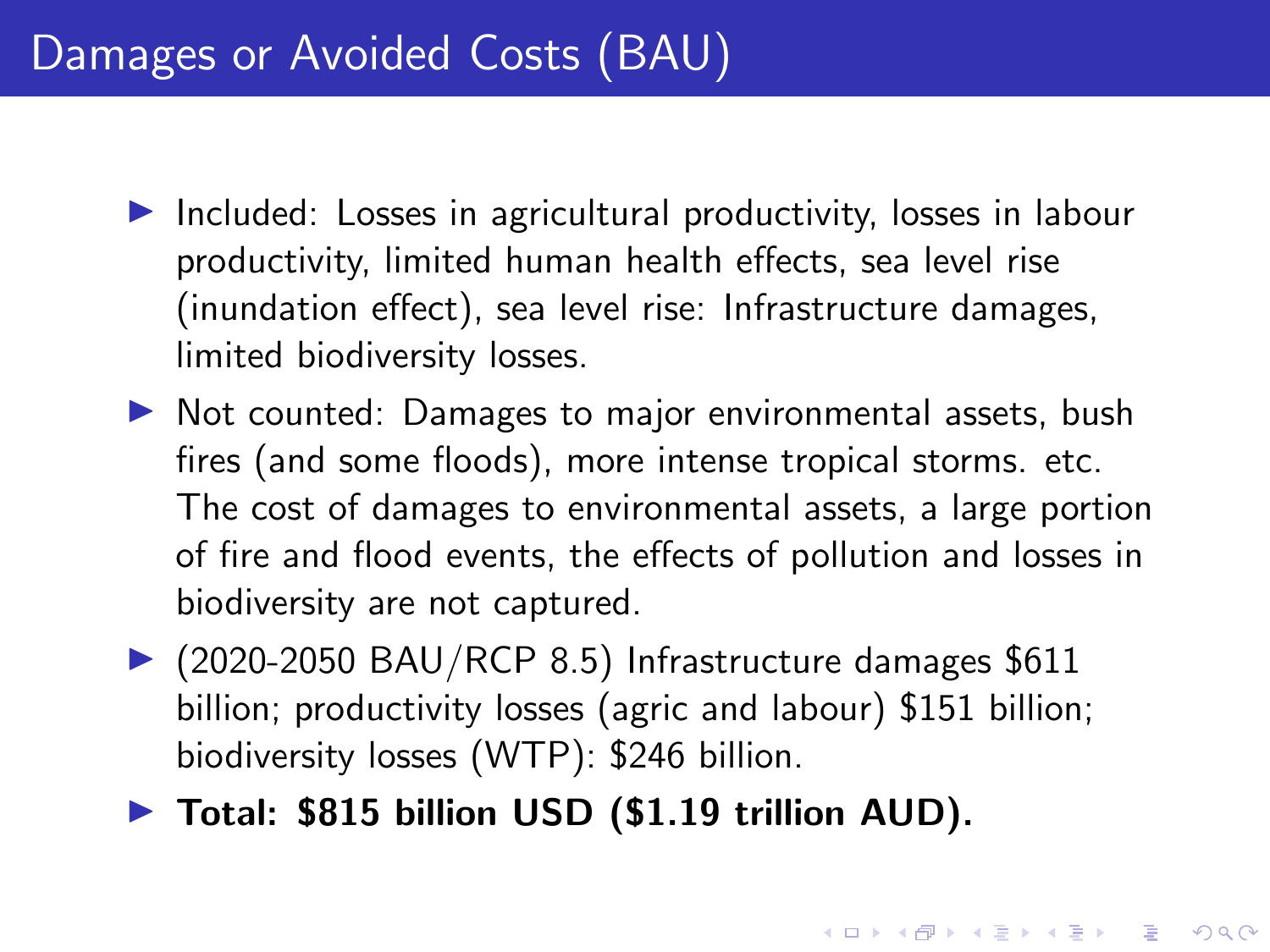# Damages or Avoided Costs (BAU)

- Included: Losses in agricultural productivity, losses in labour productivity, limited human health effects, sea level rise (inundation effect), sea level rise: Infrastructure damages, limited biodiversity losses.
- Not counted: Damages to major environmental assets, bush fires (and some floods), more intense tropical storms. etc. The cost of damages to environmental assets, a large portion of fire and flood events, the effects of pollution and losses in biodiversity are not captured.
- (2020-2050 BAU/RCP 8.5) Infrastructure damages $611 billion; productivity losses (agric and labour) $151 billion; biodiversity losses (WTP): $246 billion.
- **Total: $815 billion USD ($1.19 trillion AUD).**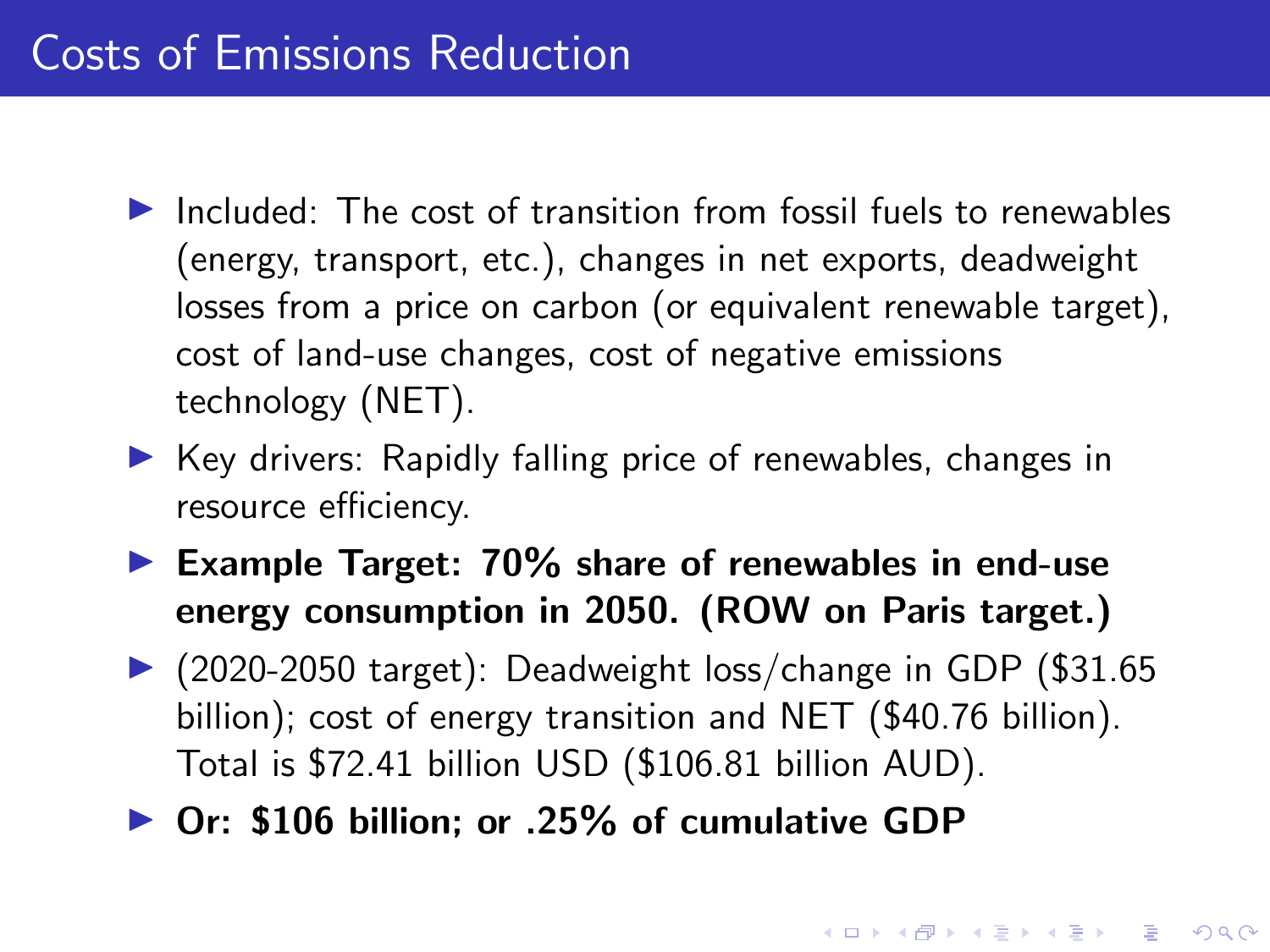# Costs of Emissions Reduction

- Included: The cost of transition from fossil fuels to renewables (energy, transport, etc.), changes in net exports, deadweight losses from a price on carbon (or equivalent renewable target), cost of land-use changes, cost of negative emissions technology (NET).
- Key drivers: Rapidly falling price of renewables, changes in resource efficiency.
- **Example Target: 70% share of renewables in end-use energy consumption in 2050. (ROW on Paris target.)**
- (2020-2050 target): Deadweight loss/change in GDP ($31.65 billion); cost of energy transition and NET ($40.76 billion). Total is $72.41 billion USD ($106.81 billion AUD).
- **Or: $106 billion; or .25% of cumulative GDP**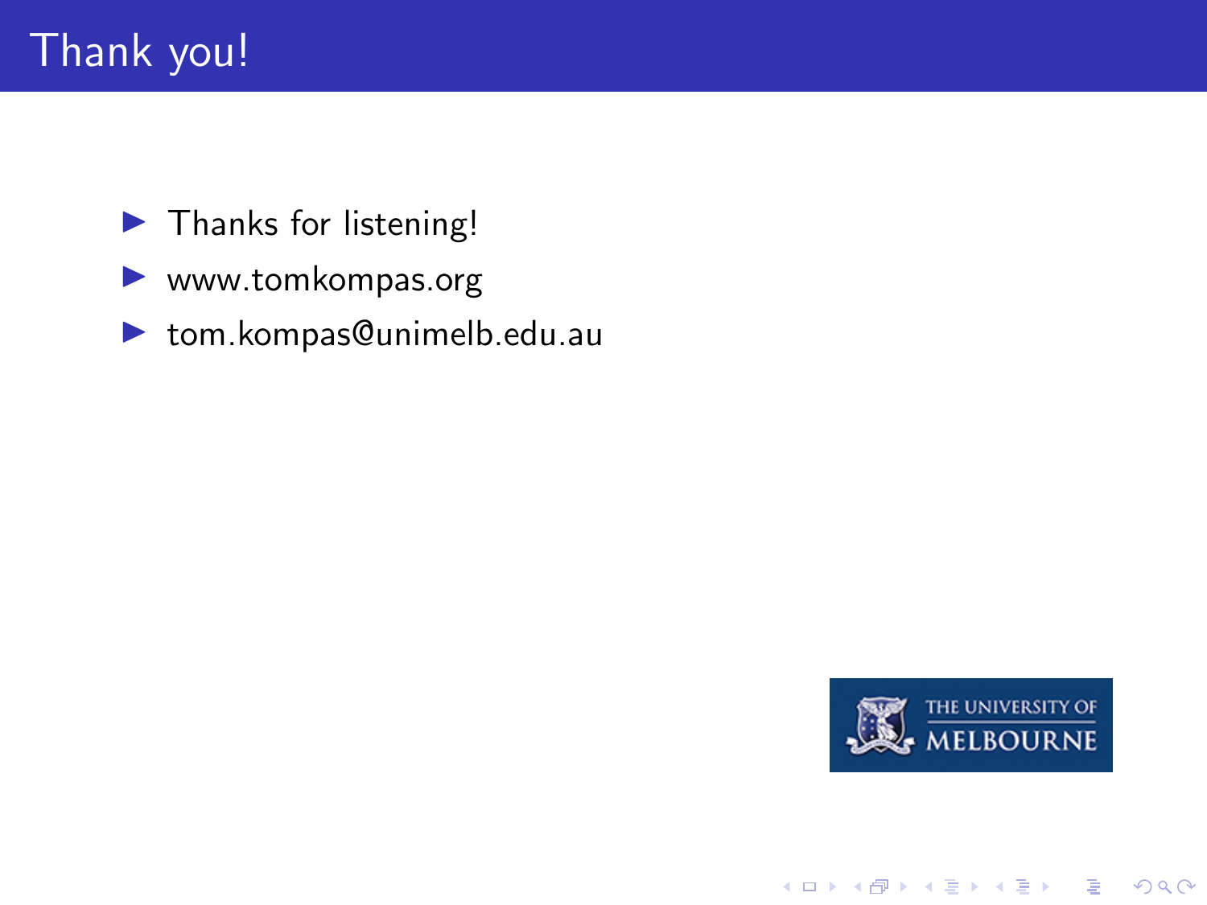# Thank you!

- Thanks for listening!
- www.tomkompas.org
- tom.kompas@unimelb.edu.au